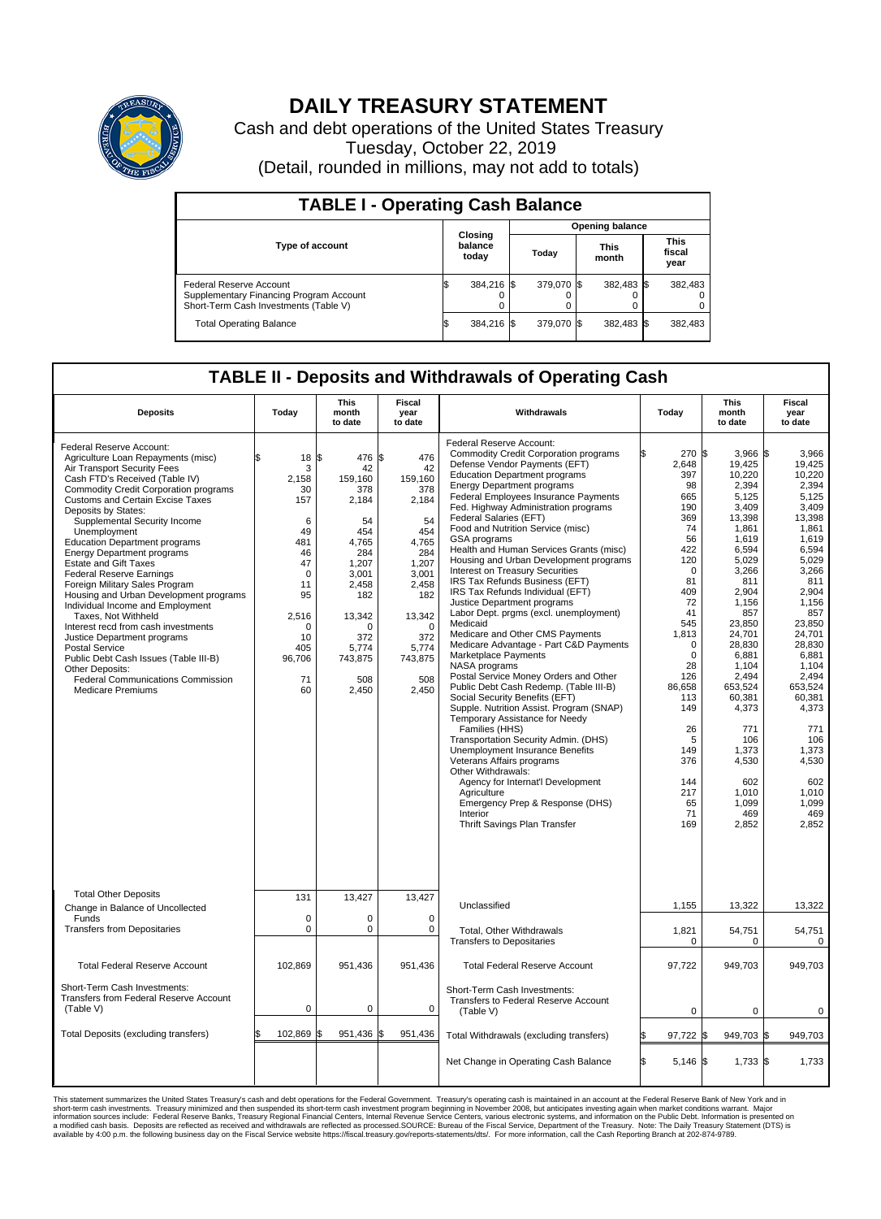# DAILY TREASURY STATEMENT

Cash and debt operations of the United States Treasury

Tuesday, October 22, 2019

(Detail, rounded in millions, may not add to totals)

## TABLE I - Operating Cash Balance

| Type of account | Closing balance today | Opening balance Today | Opening balance This month | Opening balance This fiscal year |
|---|---|---|---|---|
| Federal Reserve Account | $ 384,216 | $ 379,070 | $ 382,483 | $ 382,483 |
| Supplementary Financing Program Account | 0 | 0 | 0 | 0 |
| Short-Term Cash Investments (Table V) | 0 | 0 | 0 | 0 |
| Total Operating Balance | $ 384,216 | $ 379,070 | $ 382,483 | $ 382,483 |

## TABLE II - Deposits and Withdrawals of Operating Cash

| Deposits | Today | This month to date | Fiscal year to date |
|---|---|---|---|
| Federal Reserve Account: | | | |
| Agriculture Loan Repayments (misc) | $ 18 | $ 476 | $ 476 |
| Air Transport Security Fees | 3 | 42 | 42 |
| Cash FTD's Received (Table IV) | 2,158 | 159,160 | 159,160 |
| Commodity Credit Corporation programs | 30 | 378 | 378 |
| Customs and Certain Excise Taxes | 157 | 2,184 | 2,184 |
| Deposits by States: | | | |
| Supplemental Security Income | 6 | 54 | 54 |
| Unemployment | 49 | 454 | 454 |
| Education Department programs | 481 | 4,765 | 4,765 |
| Energy Department programs | 46 | 284 | 284 |
| Estate and Gift Taxes | 47 | 1,207 | 1,207 |
| Federal Reserve Earnings | 0 | 3,001 | 3,001 |
| Foreign Military Sales Program | 11 | 2,458 | 2,458 |
| Housing and Urban Development programs | 95 | 182 | 182 |
| Individual Income and Employment Taxes, Not Withheld | 2,516 | 13,342 | 13,342 |
| Interest recd from cash investments | 0 | 0 | 0 |
| Justice Department programs | 10 | 372 | 372 |
| Postal Service | 405 | 5,774 | 5,774 |
| Public Debt Cash Issues (Table III-B) | 96,706 | 743,875 | 743,875 |
| Other Deposits: | | | |
| Federal Communications Commission | 71 | 508 | 508 |
| Medicare Premiums | 60 | 2,450 | 2,450 |
| Total Other Deposits | 131 | 13,427 | 13,427 |
| Change in Balance of Uncollected Funds | 0 | 0 | 0 |
| Transfers from Depositaries | 0 | 0 | 0 |
| Total Federal Reserve Account | 102,869 | 951,436 | 951,436 |
| Short-Term Cash Investments: Transfers from Federal Reserve Account (Table V) | 0 | 0 | 0 |
| Total Deposits (excluding transfers) | $ 102,869 | $ 951,436 | $ 951,436 |

| Withdrawals | Today | This month to date | Fiscal year to date |
|---|---|---|---|
| Federal Reserve Account: | | | |
| Commodity Credit Corporation programs | $ 270 | $ 3,966 | $ 3,966 |
| Defense Vendor Payments (EFT) | 2,648 | 19,425 | 19,425 |
| Education Department programs | 397 | 10,220 | 10,220 |
| Energy Department programs | 98 | 2,394 | 2,394 |
| Federal Employees Insurance Payments | 665 | 5,125 | 5,125 |
| Fed. Highway Administration programs | 190 | 3,409 | 3,409 |
| Federal Salaries (EFT) | 369 | 13,398 | 13,398 |
| Food and Nutrition Service (misc) | 74 | 1,861 | 1,861 |
| GSA programs | 56 | 1,619 | 1,619 |
| Health and Human Services Grants (misc) | 422 | 6,594 | 6,594 |
| Housing and Urban Development programs | 120 | 5,029 | 5,029 |
| Interest on Treasury Securities | 0 | 3,266 | 3,266 |
| IRS Tax Refunds Business (EFT) | 81 | 811 | 811 |
| IRS Tax Refunds Individual (EFT) | 409 | 2,904 | 2,904 |
| Justice Department programs | 72 | 1,156 | 1,156 |
| Labor Dept. prgms (excl. unemployment) | 41 | 857 | 857 |
| Medicaid | 545 | 23,850 | 23,850 |
| Medicare and Other CMS Payments | 1,813 | 24,701 | 24,701 |
| Medicare Advantage - Part C&D Payments | 0 | 28,830 | 28,830 |
| Marketplace Payments | 0 | 6,881 | 6,881 |
| NASA programs | 28 | 1,104 | 1,104 |
| Postal Service Money Orders and Other | 126 | 2,494 | 2,494 |
| Public Debt Cash Redemp. (Table III-B) | 86,658 | 653,524 | 653,524 |
| Social Security Benefits (EFT) | 113 | 60,381 | 60,381 |
| Supple. Nutrition Assist. Program (SNAP) | 149 | 4,373 | 4,373 |
| Temporary Assistance for Needy Families (HHS) | 26 | 771 | 771 |
| Transportation Security Admin. (DHS) | 5 | 106 | 106 |
| Unemployment Insurance Benefits | 149 | 1,373 | 1,373 |
| Veterans Affairs programs | 376 | 4,530 | 4,530 |
| Other Withdrawals: | | | |
| Agency for Internat'l Development | 144 | 602 | 602 |
| Agriculture | 217 | 1,010 | 1,010 |
| Emergency Prep & Response (DHS) | 65 | 1,099 | 1,099 |
| Interior | 71 | 469 | 469 |
| Thrift Savings Plan Transfer | 169 | 2,852 | 2,852 |
| Unclassified | 1,155 | 13,322 | 13,322 |
| Total, Other Withdrawals | 1,821 | 54,751 | 54,751 |
| Transfers to Depositaries | 0 | 0 | 0 |
| Total Federal Reserve Account | 97,722 | 949,703 | 949,703 |
| Short-Term Cash Investments: Transfers to Federal Reserve Account (Table V) | 0 | 0 | 0 |
| Total Withdrawals (excluding transfers) | $ 97,722 | $ 949,703 | $ 949,703 |
| Net Change in Operating Cash Balance | $ 5,146 | $ 1,733 | $ 1,733 |

This statement summarizes the United States Treasury's cash and debt operations for the Federal Government. Treasury's operating cash is maintained in an account at the Federal Reserve Bank of New York and in short-term cash investments. Treasury minimized and then suspended its short-term cash investment program beginning in November 2008, but anticipates investing again when market conditions warrant. Major information sources include: Federal Reserve Banks, Treasury Regional Financial Centers, Internal Revenue Service Centers, various electronic systems, and information on the Public Debt. Information is presented on a modified cash basis. Deposits are reflected as received and withdrawals are reflected as processed.SOURCE: Bureau of the Fiscal Service, Department of the Treasury. Note: The Daily Treasury Statement (DTS) is available by 4:00 p.m. the following business day on the Fiscal Service website https://fiscal.treasury.gov/reports-statements/dts/. For more information, call the Cash Reporting Branch at 202-874-9789.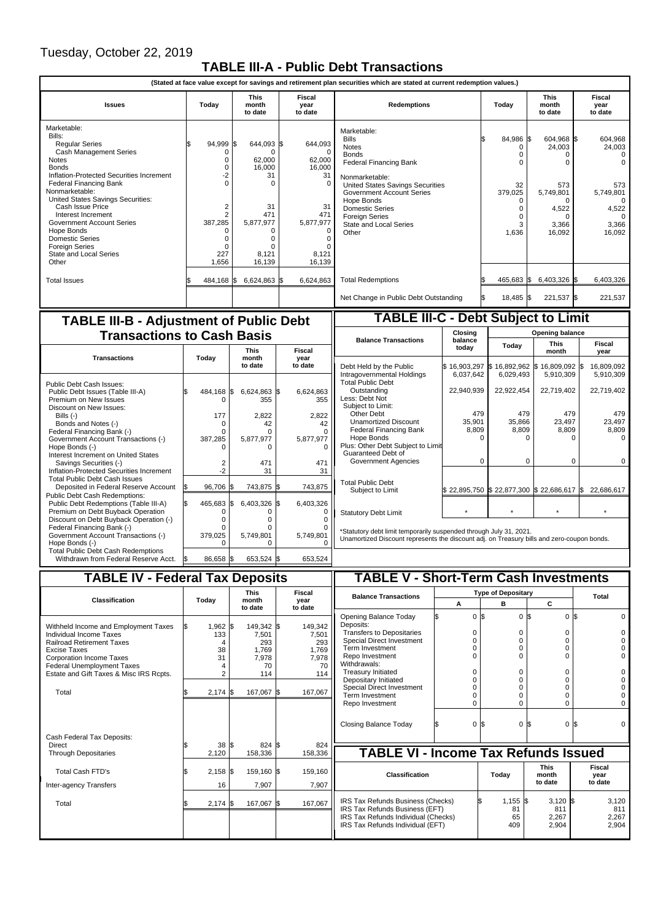Tuesday, October 22, 2019

# TABLE III-A - Public Debt Transactions

(Stated at face value except for savings and retirement plan securities which are stated at current redemption values.)

| Issues | Today | This month to date | Fiscal year to date | Redemptions | Today | This month to date | Fiscal year to date |
|---|---|---|---|---|---|---|---|
| Marketable: | | | | Marketable: | | | |
| Bills: | | | | Bills | $ 84,986 | $ 604,968 | $ 604,968 |
| Regular Series | $ 94,999 | $ 644,093 | $ 644,093 | Notes | 0 | 24,003 | 24,003 |
| Cash Management Series | 0 | 0 | 0 | Bonds | 0 | 0 | 0 |
| Notes | 0 | 62,000 | 62,000 | Federal Financing Bank | 0 | 0 | 0 |
| Bonds | 0 | 16,000 | 16,000 | | | | |
| Inflation-Protected Securities Increment | -2 | 31 | 31 | Nonmarketable: | | | |
| Federal Financing Bank | 0 | 0 | 0 | United States Savings Securities | 32 | 573 | 573 |
| Nonmarketable: | | | | Government Account Series | 379,025 | 5,749,801 | 5,749,801 |
| United States Savings Securities: | | | | Hope Bonds | 0 | 0 | 0 |
| Cash Issue Price | 2 | 31 | 31 | Domestic Series | 0 | 4,522 | 4,522 |
| Interest Increment | 2 | 471 | 471 | Foreign Series | 0 | 0 | 0 |
| Government Account Series | 387,285 | 5,877,977 | 5,877,977 | State and Local Series | 3 | 3,366 | 3,366 |
| Hope Bonds | 0 | 0 | 0 | Other | 1,636 | 16,092 | 16,092 |
| Domestic Series | 0 | 0 | 0 | | | | |
| Foreign Series | 0 | 0 | 0 | | | | |
| State and Local Series | 227 | 8,121 | 8,121 | | | | |
| Other | 1,656 | 16,139 | 16,139 | | | | |
| Total Issues | $ 484,168 | $ 6,624,863 | $ 6,624,863 | Total Redemptions | $ 465,683 | $ 6,403,326 | $ 6,403,326 |
| | | | | Net Change in Public Debt Outstanding | $ 18,485 | $ 221,537 | $ 221,537 |

# TABLE III-B - Adjustment of Public Debt Transactions to Cash Basis

| Transactions | Today | This month to date | Fiscal year to date |
|---|---|---|---|
| Public Debt Cash Issues: | | | |
| Public Debt Issues (Table III-A) | $ 484,168 | $ 6,624,863 | $ 6,624,863 |
| Premium on New Issues | 0 | 355 | 355 |
| Discount on New Issues: | | | |
| Bills (-) | 177 | 2,822 | 2,822 |
| Bonds and Notes (-) | 0 | 42 | 42 |
| Federal Financing Bank (-) | 0 | 0 | 0 |
| Government Account Transactions (-) | 387,285 | 5,877,977 | 5,877,977 |
| Hope Bonds (-) | 0 | 0 | 0 |
| Interest Increment on United States Savings Securities (-) | 2 | 471 | 471 |
| Inflation-Protected Securities Increment | -2 | 31 | 31 |
| Total Public Debt Cash Issues Deposited in Federal Reserve Account | $ 96,706 | $ 743,875 | $ 743,875 |
| Public Debt Cash Redemptions: | | | |
| Public Debt Redemptions (Table III-A) | $ 465,683 | $ 6,403,326 | $ 6,403,326 |
| Premium on Debt Buyback Operation | 0 | 0 | 0 |
| Discount on Debt Buyback Operation (-) | 0 | 0 | 0 |
| Federal Financing Bank (-) | 0 | 0 | 0 |
| Government Account Transactions (-) | 379,025 | 5,749,801 | 5,749,801 |
| Hope Bonds (-) | 0 | 0 | 0 |
| Total Public Debt Cash Redemptions Withdrawn from Federal Reserve Acct. | $ 86,658 | $ 653,524 | $ 653,524 |

# TABLE III-C - Debt Subject to Limit

| Balance Transactions | Closing balance today | Opening balance Today | Opening balance This month | Opening balance Fiscal year |
|---|---|---|---|---|
| Debt Held by the Public | $ 16,903,297 | $ 16,892,962 | $ 16,809,092 | $ 16,809,092 |
| Intragovernmental Holdings | 6,037,642 | 6,029,493 | 5,910,309 | 5,910,309 |
| Total Public Debt Outstanding | 22,940,939 | 22,922,454 | 22,719,402 | 22,719,402 |
| Less: Debt Not Subject to Limit: | | | | |
| Other Debt | 479 | 479 | 479 | 479 |
| Unamortized Discount | 35,901 | 35,866 | 23,497 | 23,497 |
| Federal Financing Bank | 8,809 | 8,809 | 8,809 | 8,809 |
| Hope Bonds | 0 | 0 | 0 | 0 |
| Plus: Other Debt Subject to Limit | | | | |
| Guaranteed Debt of Government Agencies | 0 | 0 | 0 | 0 |
| Total Public Debt Subject to Limit | $ 22,895,750 | $ 22,877,300 | $ 22,686,617 | $ 22,686,617 |
| Statutory Debt Limit | * | * | * | * |

*Statutory debt limit temporarily suspended through July 31, 2021.
Unamortized Discount represents the discount adj. on Treasury bills and zero-coupon bonds.

# TABLE IV - Federal Tax Deposits

| Classification | Today | This month to date | Fiscal year to date |
|---|---|---|---|
| Withheld Income and Employment Taxes | $ 1,962 | $ 149,342 | $ 149,342 |
| Individual Income Taxes | 133 | 7,501 | 7,501 |
| Railroad Retirement Taxes | 4 | 293 | 293 |
| Excise Taxes | 38 | 1,769 | 1,769 |
| Corporation Income Taxes | 31 | 7,978 | 7,978 |
| Federal Unemployment Taxes | 4 | 70 | 70 |
| Estate and Gift Taxes & Misc IRS Rcpts. | 2 | 114 | 114 |
| Total | $ 2,174 | $ 167,067 | $ 167,067 |
| Cash Federal Tax Deposits: | | | |
| Direct | $ 38 | $ 824 | $ 824 |
| Through Depositaries | 2,120 | 158,336 | 158,336 |
| Total Cash FTD's | $ 2,158 | $ 159,160 | $ 159,160 |
| Inter-agency Transfers | 16 | 7,907 | 7,907 |
| Total | $ 2,174 | $ 167,067 | $ 167,067 |

# TABLE V - Short-Term Cash Investments

| Balance Transactions | Type of Depositary A | Type of Depositary B | Type of Depositary C | Total |
|---|---|---|---|---|
| Opening Balance Today | $ 0 | $ 0 | $ 0 | $ 0 |
| Deposits: | | | | |
| Transfers to Depositaries | 0 | 0 | 0 | 0 |
| Special Direct Investment | 0 | 0 | 0 | 0 |
| Term Investment | 0 | 0 | 0 | 0 |
| Repo Investment | 0 | 0 | 0 | 0 |
| Withdrawals: | | | | |
| Treasury Initiated | 0 | 0 | 0 | 0 |
| Depositary Initiated | 0 | 0 | 0 | 0 |
| Special Direct Investment | 0 | 0 | 0 | 0 |
| Term Investment | 0 | 0 | 0 | 0 |
| Repo Investment | 0 | 0 | 0 | 0 |
| Closing Balance Today | $ 0 | $ 0 | $ 0 | $ 0 |

# TABLE VI - Income Tax Refunds Issued

| Classification | Today | This month to date | Fiscal year to date |
|---|---|---|---|
| IRS Tax Refunds Business (Checks) | $ 1,155 | $ 3,120 | $ 3,120 |
| IRS Tax Refunds Business (EFT) | 81 | 811 | 811 |
| IRS Tax Refunds Individual (Checks) | 65 | 2,267 | 2,267 |
| IRS Tax Refunds Individual (EFT) | 409 | 2,904 | 2,904 |